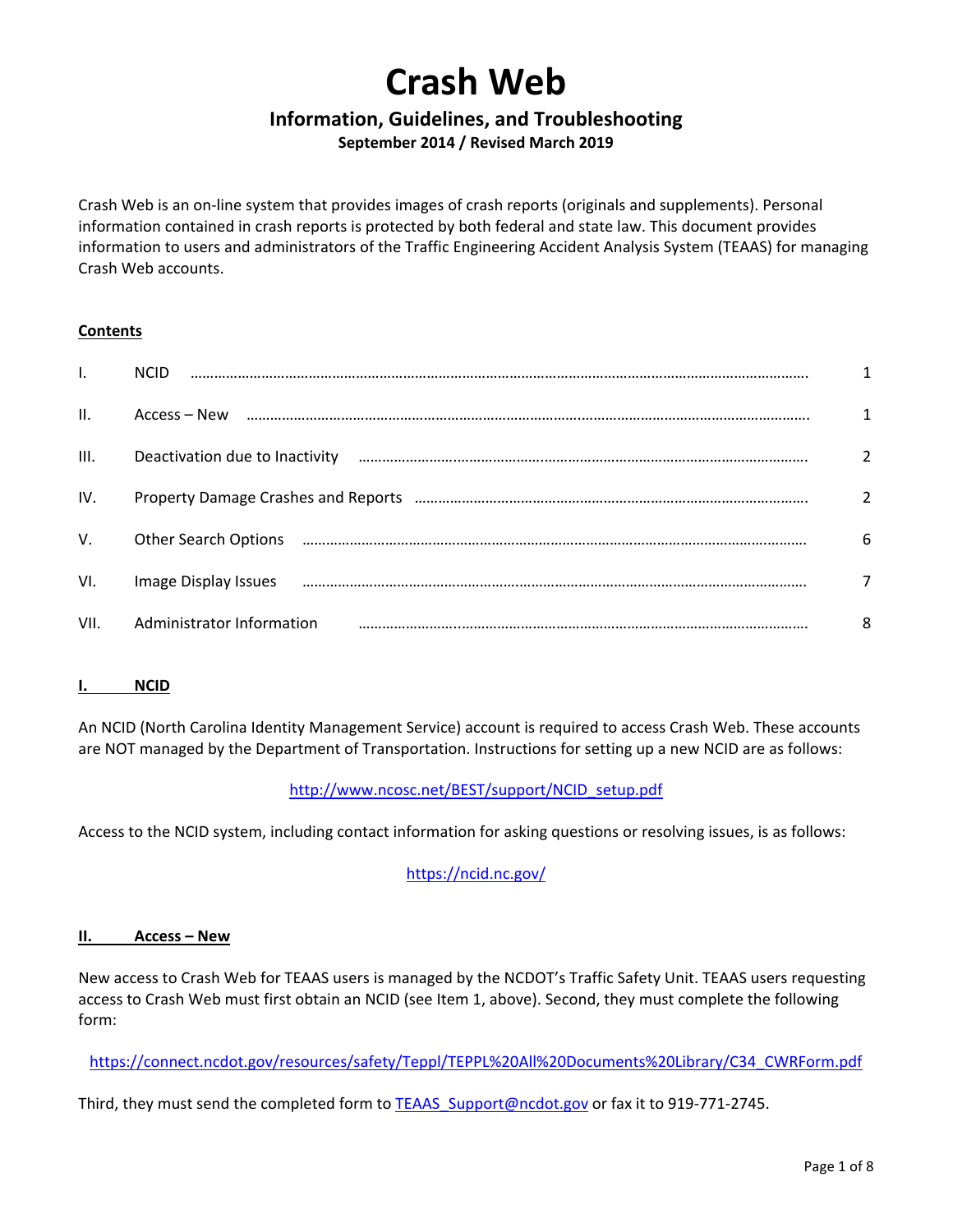# Crash Web

## Information, Guidelines, and Troubleshooting

**September 2014 / Revised March 2019**

Crash Web is an on-line system that provides images of crash reports (originals and supplements). Personal information contained in crash reports is protected by both federal and state law. This document provides information to users and administrators of the Traffic Engineering Accident Analysis System (TEAAS) for managing Crash Web accounts.

**Contents**

| | | |
|---|---|---|
| I. | NCID | 1 |
| II. | Access – New | 1 |
| III. | Deactivation due to Inactivity | 2 |
| IV. | Property Damage Crashes and Reports | 2 |
| V. | Other Search Options | 6 |
| VI. | Image Display Issues | 7 |
| VII. | Administrator Information | 8 |

### I. NCID

An NCID (North Carolina Identity Management Service) account is required to access Crash Web. These accounts are NOT managed by the Department of Transportation. Instructions for setting up a new NCID are as follows:

http://www.ncosc.net/BEST/support/NCID_setup.pdf

Access to the NCID system, including contact information for asking questions or resolving issues, is as follows:

https://ncid.nc.gov/

### II. Access – New

New access to Crash Web for TEAAS users is managed by the NCDOT's Traffic Safety Unit. TEAAS users requesting access to Crash Web must first obtain an NCID (see Item 1, above). Second, they must complete the following form:

https://connect.ncdot.gov/resources/safety/Teppl/TEPPL%20All%20Documents%20Library/C34_CWRForm.pdf

Third, they must send the completed form to TEAAS_Support@ncdot.gov or fax it to 919-771-2745.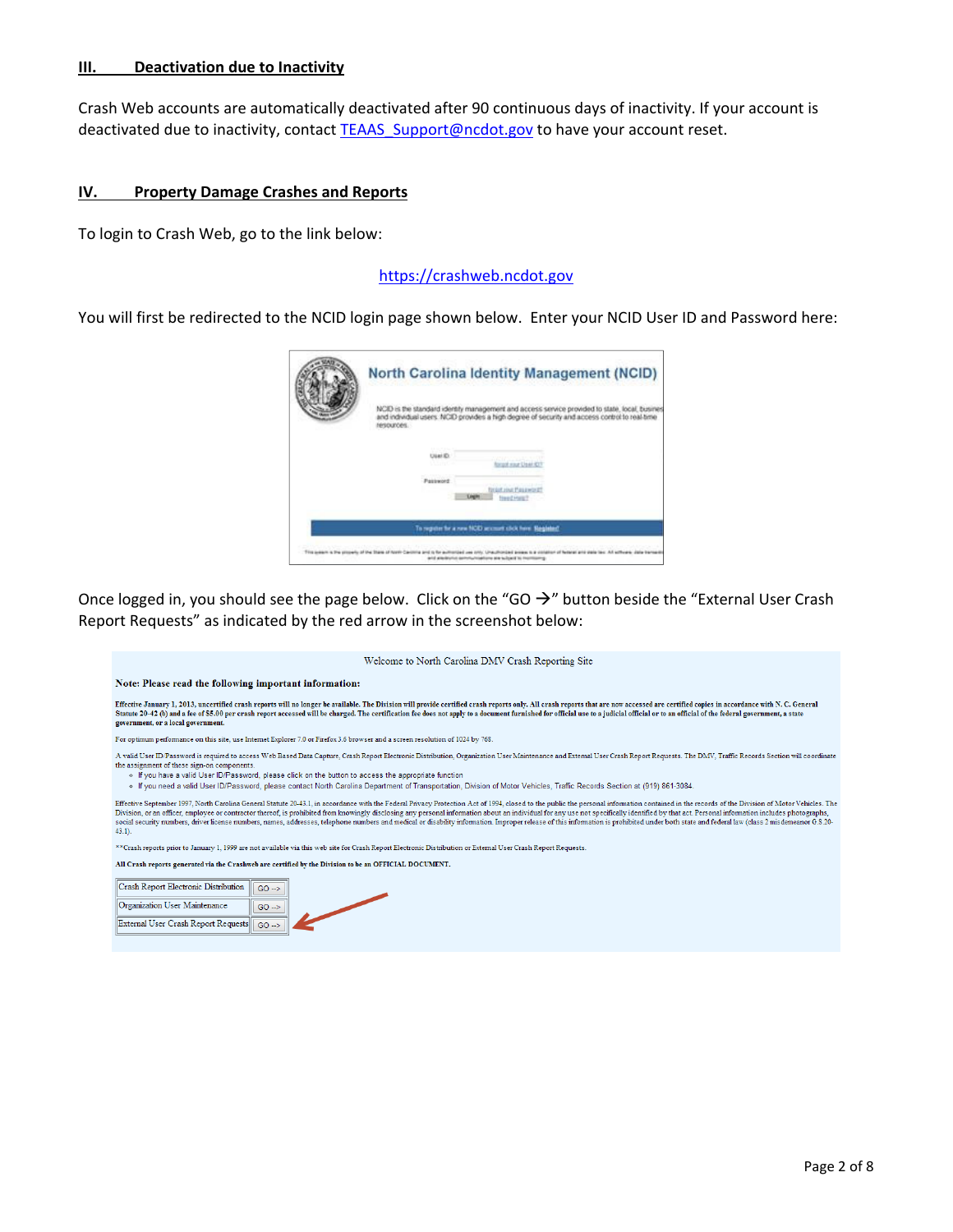## III. Deactivation due to Inactivity

Crash Web accounts are automatically deactivated after 90 continuous days of inactivity. If your account is deactivated due to inactivity, contact TEAAS_Support@ncdot.gov to have your account reset.

## IV. Property Damage Crashes and Reports

To login to Crash Web, go to the link below:

https://crashweb.ncdot.gov

You will first be redirected to the NCID login page shown below. Enter your NCID User ID and Password here:

Once logged in, you should see the page below. Click on the "GO →" button beside the "External User Crash Report Requests" as indicated by the red arrow in the screenshot below: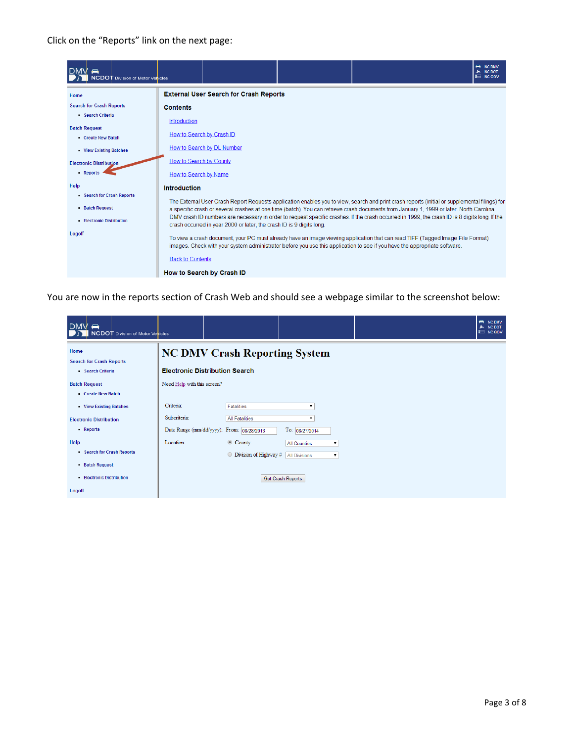Click on the “Reports” link on the next page:

You are now in the reports section of Crash Web and should see a webpage similar to the screenshot below: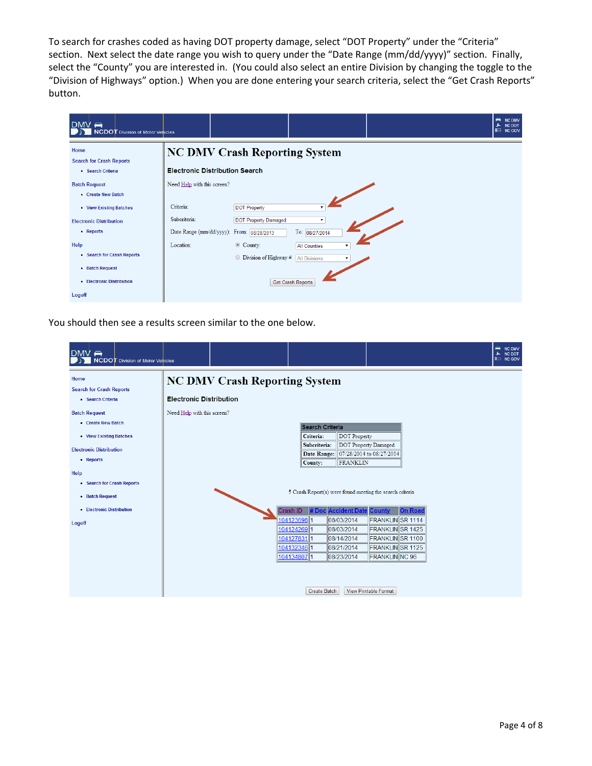To search for crashes coded as having DOT property damage, select "DOT Property" under the "Criteria" section. Next select the date range you wish to query under the "Date Range (mm/dd/yyyy)" section. Finally, select the "County" you are interested in. (You could also select an entire Division by changing the toggle to the "Division of Highways" option.) When you are done entering your search criteria, select the "Get Crash Reports" button.

DMV NCDOT Division of Motor Vehicles

NC DMV
NC DOT
NC GOV

- Home
- Search for Crash Reports
  - Search Criteria
- Batch Request
  - Create New Batch
  - View Existing Batches
- Electronic Distribution
  - Reports
- Help
  - Search for Crash Reports
  - Batch Request
  - Electronic Distribution
- Logoff

# NC DMV Crash Reporting System

**Electronic Distribution Search**

Need Help with this screen?

Criteria: DOT Property

Subcriteria: DOT Property Damaged

Date Range (mm/dd/yyyy): From: 08/28/2013 To: 08/27/2014

Location: County: All Counties

Division of Highway #: All Divisions

Get Crash Reports

You should then see a results screen similar to the one below.

DMV NCDOT Division of Motor Vehicles

NC DMV
NC DOT
NC GOV

- Home
- Search for Crash Reports
  - Search Criteria
- Batch Request
  - Create New Batch
  - View Existing Batches
- Electronic Distribution
  - Reports
- Help
  - Search for Crash Reports
  - Batch Request
  - Electronic Distribution
- Logoff

# NC DMV Crash Reporting System

**Electronic Distribution**

Need Help with this screen?

| Search Criteria | |
|---|---|
| **Criteria:** | DOT Property |
| **Subcriteria:** | DOT Property Damaged |
| **Date Range:** | 07/28/2014 to 08/27/2014 |
| **County:** | FRANKLIN |

5 Crash Report(s) were found meeting the search criteria

| Crash ID | # Doc | Accident Date | County | On Road |
|---|---|---|---|---|
| 104123698 | 1 | 08/03/2014 | FRANKLIN | SR 1114 |
| 104124269 | 1 | 08/03/2014 | FRANKLIN | SR 1425 |
| 104127831 | 1 | 08/14/2014 | FRANKLIN | SR 1100 |
| 104132346 | 1 | 08/21/2014 | FRANKLIN | SR 1125 |
| 104134807 | 1 | 08/23/2014 | FRANKLIN | NC 96 |

Create Batch | View Printable Format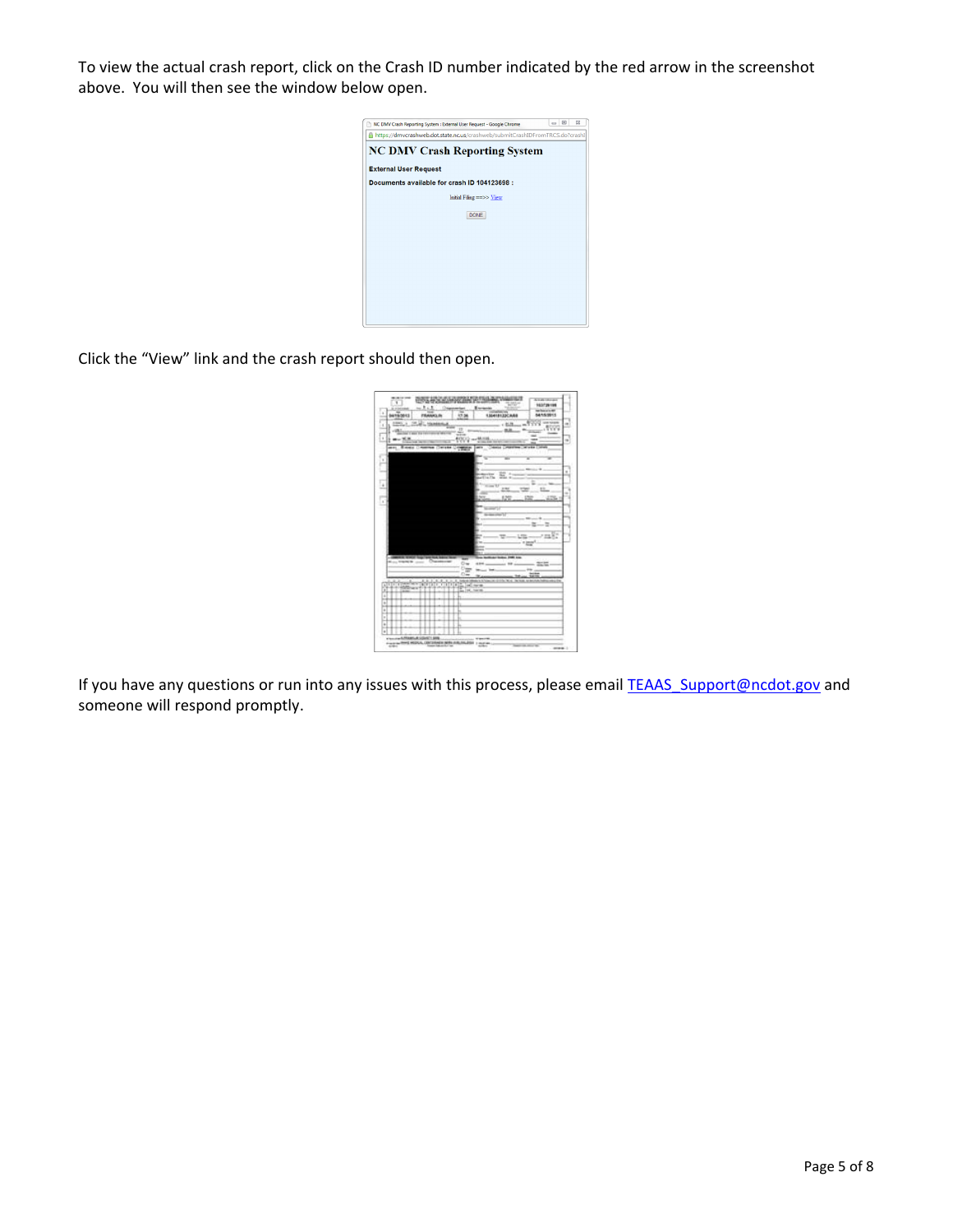To view the actual crash report, click on the Crash ID number indicated by the red arrow in the screenshot above. You will then see the window below open.

Click the "View" link and the crash report should then open.

If you have any questions or run into any issues with this process, please email TEAAS_Support@ncdot.gov and someone will respond promptly.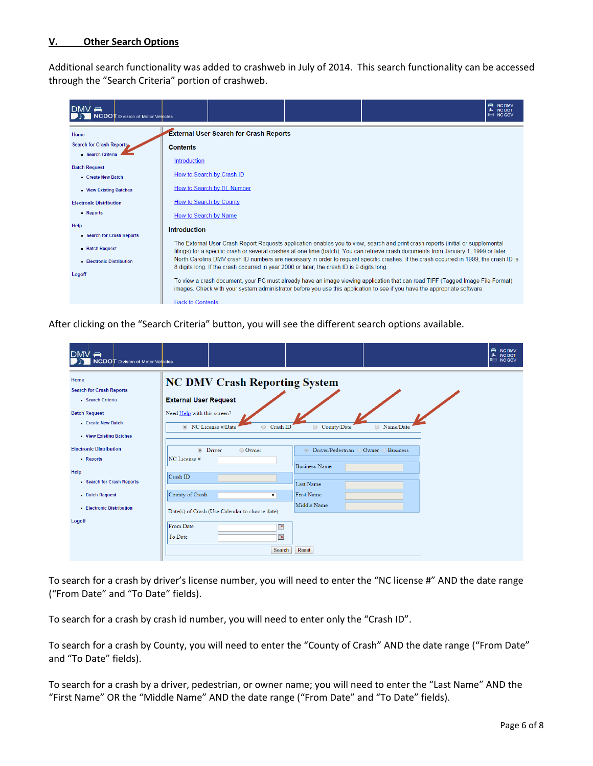## V. Other Search Options

Additional search functionality was added to crashweb in July of 2014. This search functionality can be accessed through the "Search Criteria" portion of crashweb.

After clicking on the "Search Criteria" button, you will see the different search options available.

To search for a crash by driver's license number, you will need to enter the "NC license #" AND the date range ("From Date" and "To Date" fields).

To search for a crash by crash id number, you will need to enter only the "Crash ID".

To search for a crash by County, you will need to enter the "County of Crash" AND the date range ("From Date" and "To Date" fields).

To search for a crash by a driver, pedestrian, or owner name; you will need to enter the "Last Name" AND the "First Name" OR the "Middle Name" AND the date range ("From Date" and "To Date" fields).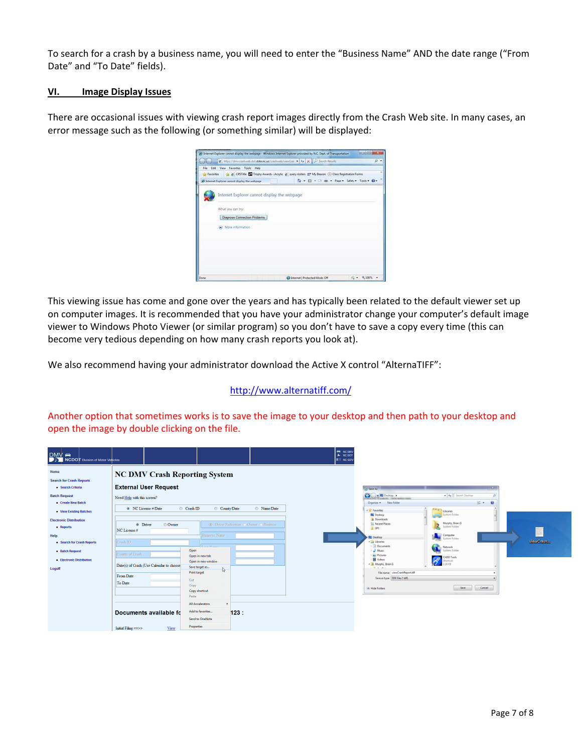To search for a crash by a business name, you will need to enter the "Business Name" AND the date range ("From Date" and "To Date" fields).

## VI. Image Display Issues

There are occasional issues with viewing crash report images directly from the Crash Web site. In many cases, an error message such as the following (or something similar) will be displayed:

This viewing issue has come and gone over the years and has typically been related to the default viewer set up on computer images. It is recommended that you have your administrator change your computer's default image viewer to Windows Photo Viewer (or similar program) so you don't have to save a copy every time (this can become very tedious depending on how many crash reports you look at).

We also recommend having your administrator download the Active X control "AlternaTIFF":

http://www.alternatiff.com/

Another option that sometimes works is to save the image to your desktop and then path to your desktop and open the image by double clicking on the file.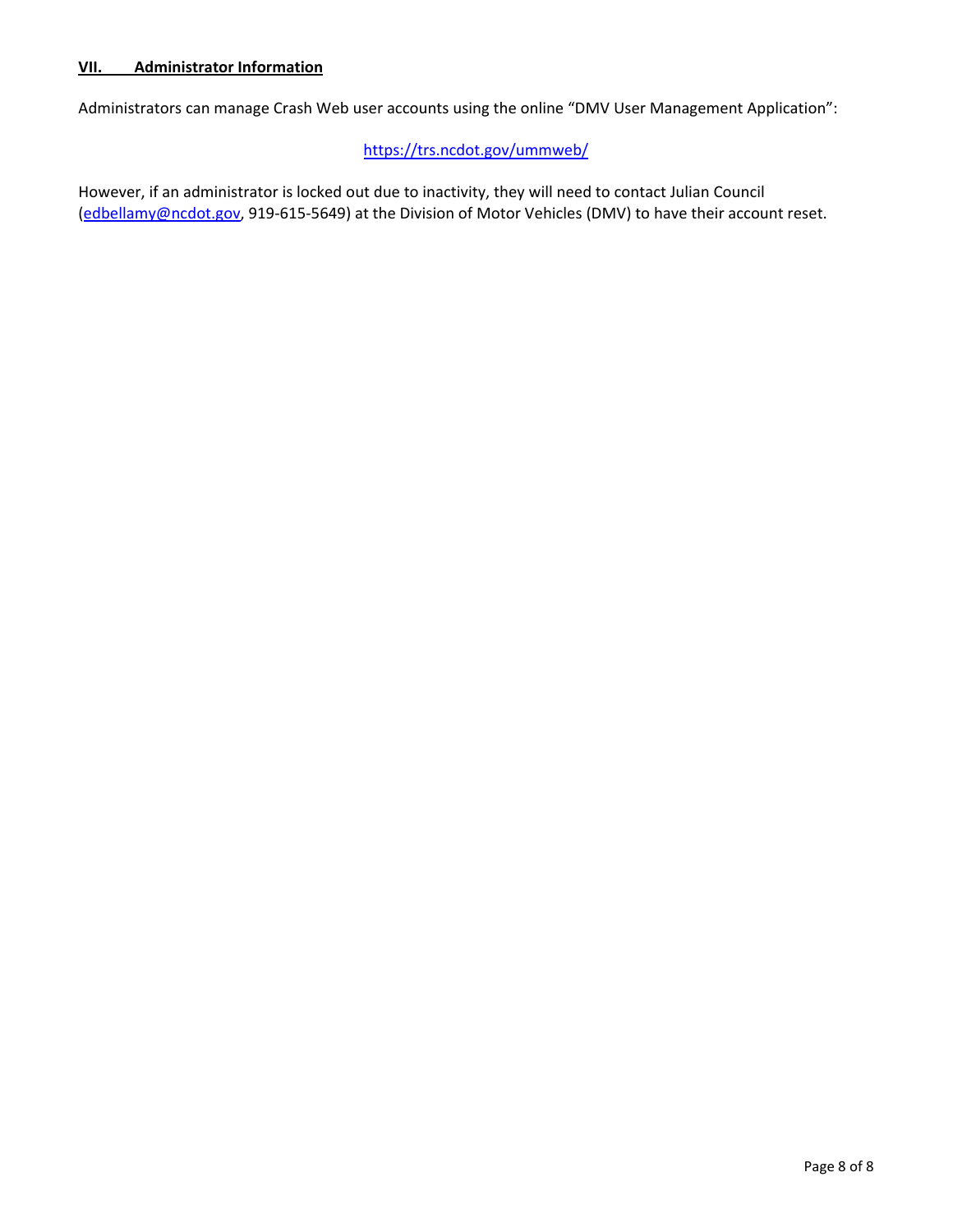## VII. Administrator Information

Administrators can manage Crash Web user accounts using the online "DMV User Management Application":

https://trs.ncdot.gov/ummweb/

However, if an administrator is locked out due to inactivity, they will need to contact Julian Council (edbellamy@ncdot.gov, 919-615-5649) at the Division of Motor Vehicles (DMV) to have their account reset.